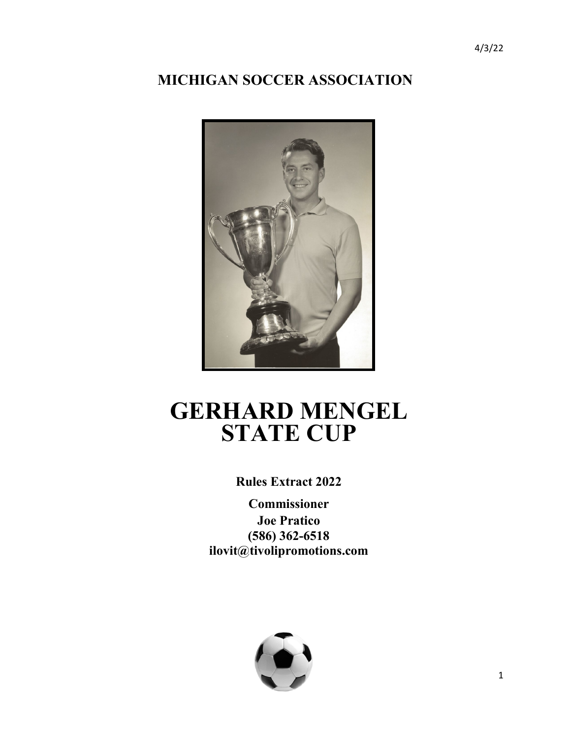4/3/22

**MICHIGAN SOCCER ASSOCIATION**

# GERHARD MENGEL STATE CUP

**Rules Extract 2022**

**Commissioner**
**Joe Pratico**
**(586) 362-6518**
**ilovit@tivolipromotions.com**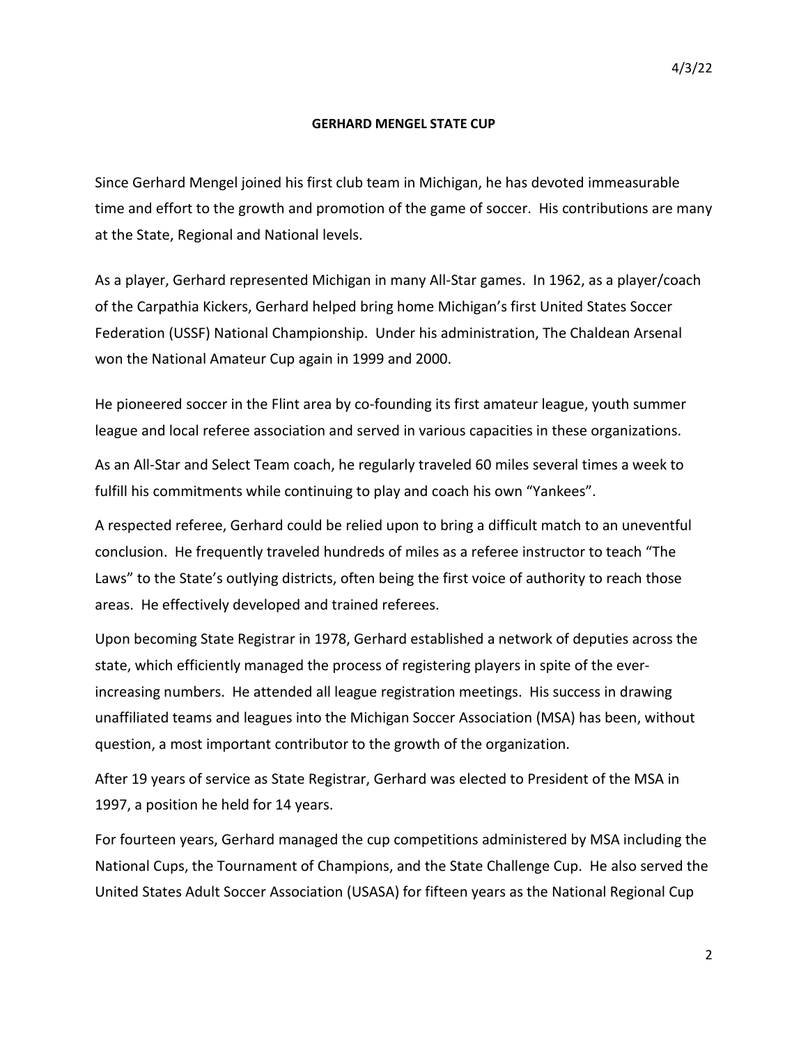**GERHARD MENGEL STATE CUP**

Since Gerhard Mengel joined his first club team in Michigan, he has devoted immeasurable time and effort to the growth and promotion of the game of soccer. His contributions are many at the State, Regional and National levels.

As a player, Gerhard represented Michigan in many All-Star games. In 1962, as a player/coach of the Carpathia Kickers, Gerhard helped bring home Michigan's first United States Soccer Federation (USSF) National Championship. Under his administration, The Chaldean Arsenal won the National Amateur Cup again in 1999 and 2000.

He pioneered soccer in the Flint area by co-founding its first amateur league, youth summer league and local referee association and served in various capacities in these organizations.

As an All-Star and Select Team coach, he regularly traveled 60 miles several times a week to fulfill his commitments while continuing to play and coach his own "Yankees".

A respected referee, Gerhard could be relied upon to bring a difficult match to an uneventful conclusion. He frequently traveled hundreds of miles as a referee instructor to teach "The Laws" to the State's outlying districts, often being the first voice of authority to reach those areas. He effectively developed and trained referees.

Upon becoming State Registrar in 1978, Gerhard established a network of deputies across the state, which efficiently managed the process of registering players in spite of the ever-increasing numbers. He attended all league registration meetings. His success in drawing unaffiliated teams and leagues into the Michigan Soccer Association (MSA) has been, without question, a most important contributor to the growth of the organization.

After 19 years of service as State Registrar, Gerhard was elected to President of the MSA in 1997, a position he held for 14 years.

For fourteen years, Gerhard managed the cup competitions administered by MSA including the National Cups, the Tournament of Champions, and the State Challenge Cup. He also served the United States Adult Soccer Association (USASA) for fifteen years as the National Regional Cup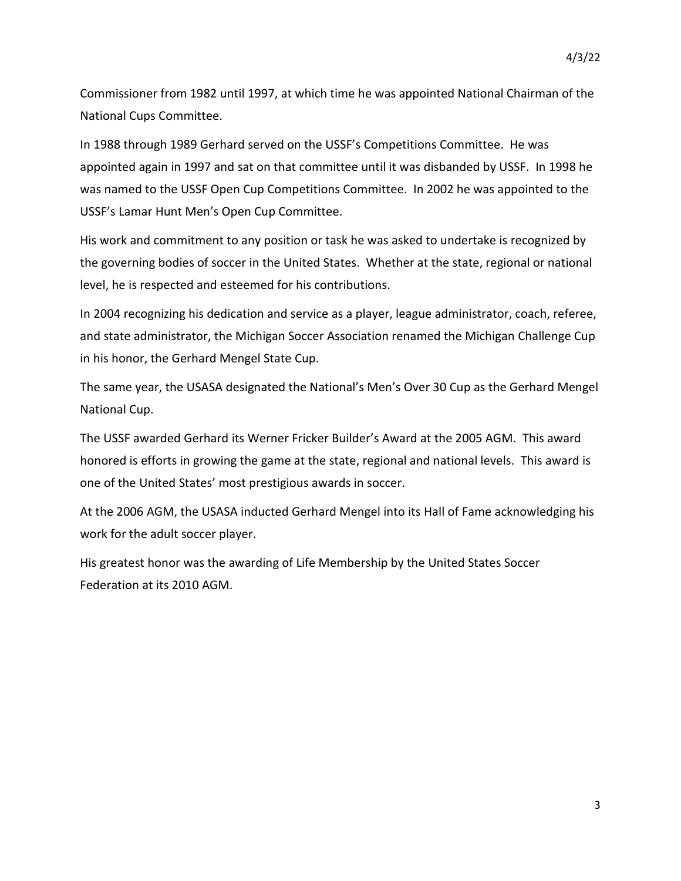Commissioner from 1982 until 1997, at which time he was appointed National Chairman of the National Cups Committee.

In 1988 through 1989 Gerhard served on the USSF's Competitions Committee. He was appointed again in 1997 and sat on that committee until it was disbanded by USSF. In 1998 he was named to the USSF Open Cup Competitions Committee. In 2002 he was appointed to the USSF's Lamar Hunt Men's Open Cup Committee.

His work and commitment to any position or task he was asked to undertake is recognized by the governing bodies of soccer in the United States. Whether at the state, regional or national level, he is respected and esteemed for his contributions.

In 2004 recognizing his dedication and service as a player, league administrator, coach, referee, and state administrator, the Michigan Soccer Association renamed the Michigan Challenge Cup in his honor, the Gerhard Mengel State Cup.

The same year, the USASA designated the National's Men's Over 30 Cup as the Gerhard Mengel National Cup.

The USSF awarded Gerhard its Werner Fricker Builder's Award at the 2005 AGM. This award honored is efforts in growing the game at the state, regional and national levels. This award is one of the United States' most prestigious awards in soccer.

At the 2006 AGM, the USASA inducted Gerhard Mengel into its Hall of Fame acknowledging his work for the adult soccer player.

His greatest honor was the awarding of Life Membership by the United States Soccer Federation at its 2010 AGM.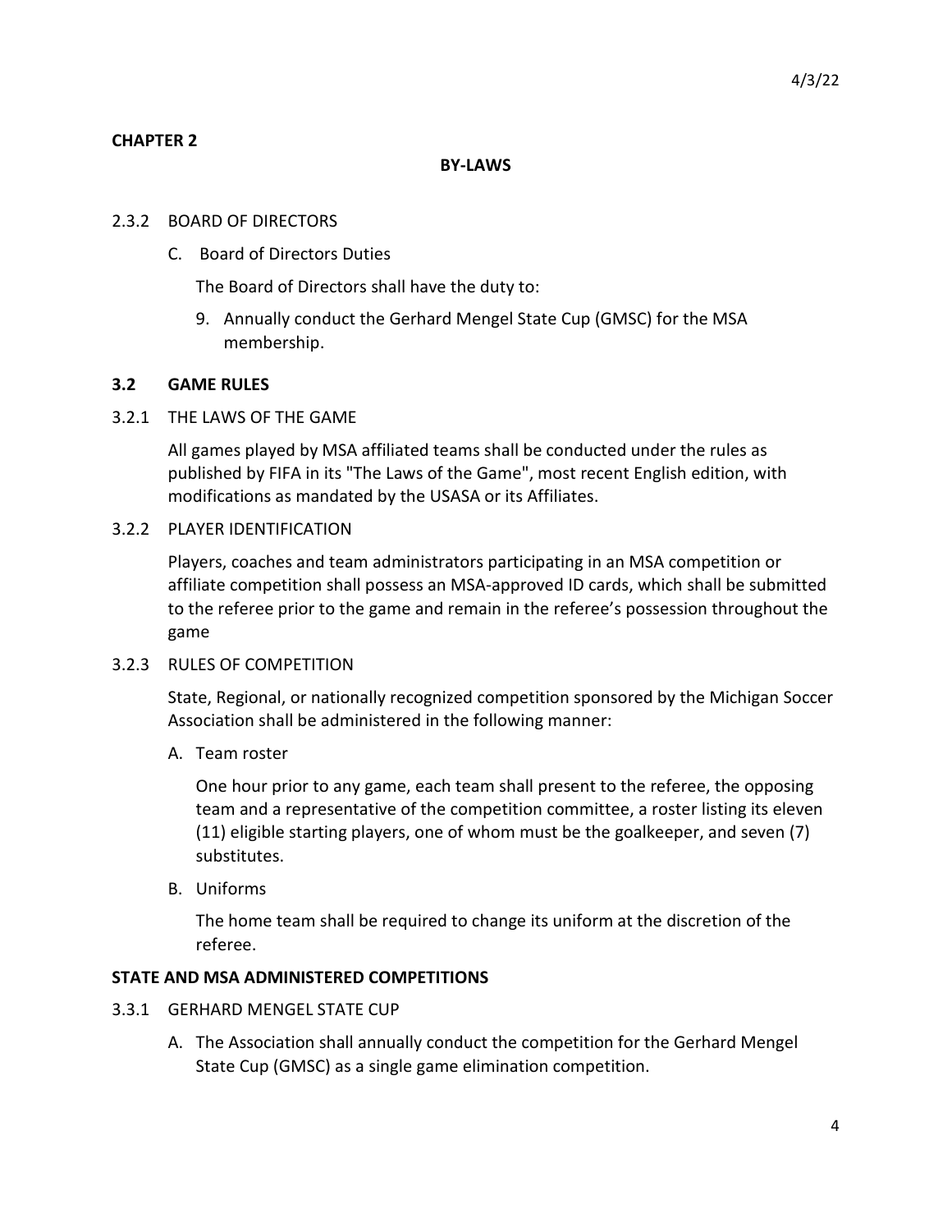**CHAPTER 2**

**BY-LAWS**

2.3.2 BOARD OF DIRECTORS

C. Board of Directors Duties

The Board of Directors shall have the duty to:

9. Annually conduct the Gerhard Mengel State Cup (GMSC) for the MSA membership.

**3.2 GAME RULES**

3.2.1 THE LAWS OF THE GAME

All games played by MSA affiliated teams shall be conducted under the rules as published by FIFA in its "The Laws of the Game", most recent English edition, with modifications as mandated by the USASA or its Affiliates.

3.2.2 PLAYER IDENTIFICATION

Players, coaches and team administrators participating in an MSA competition or affiliate competition shall possess an MSA-approved ID cards, which shall be submitted to the referee prior to the game and remain in the referee's possession throughout the game

3.2.3 RULES OF COMPETITION

State, Regional, or nationally recognized competition sponsored by the Michigan Soccer Association shall be administered in the following manner:

A. Team roster

One hour prior to any game, each team shall present to the referee, the opposing team and a representative of the competition committee, a roster listing its eleven (11) eligible starting players, one of whom must be the goalkeeper, and seven (7) substitutes.

B. Uniforms

The home team shall be required to change its uniform at the discretion of the referee.

**STATE AND MSA ADMINISTERED COMPETITIONS**

3.3.1 GERHARD MENGEL STATE CUP

A. The Association shall annually conduct the competition for the Gerhard Mengel State Cup (GMSC) as a single game elimination competition.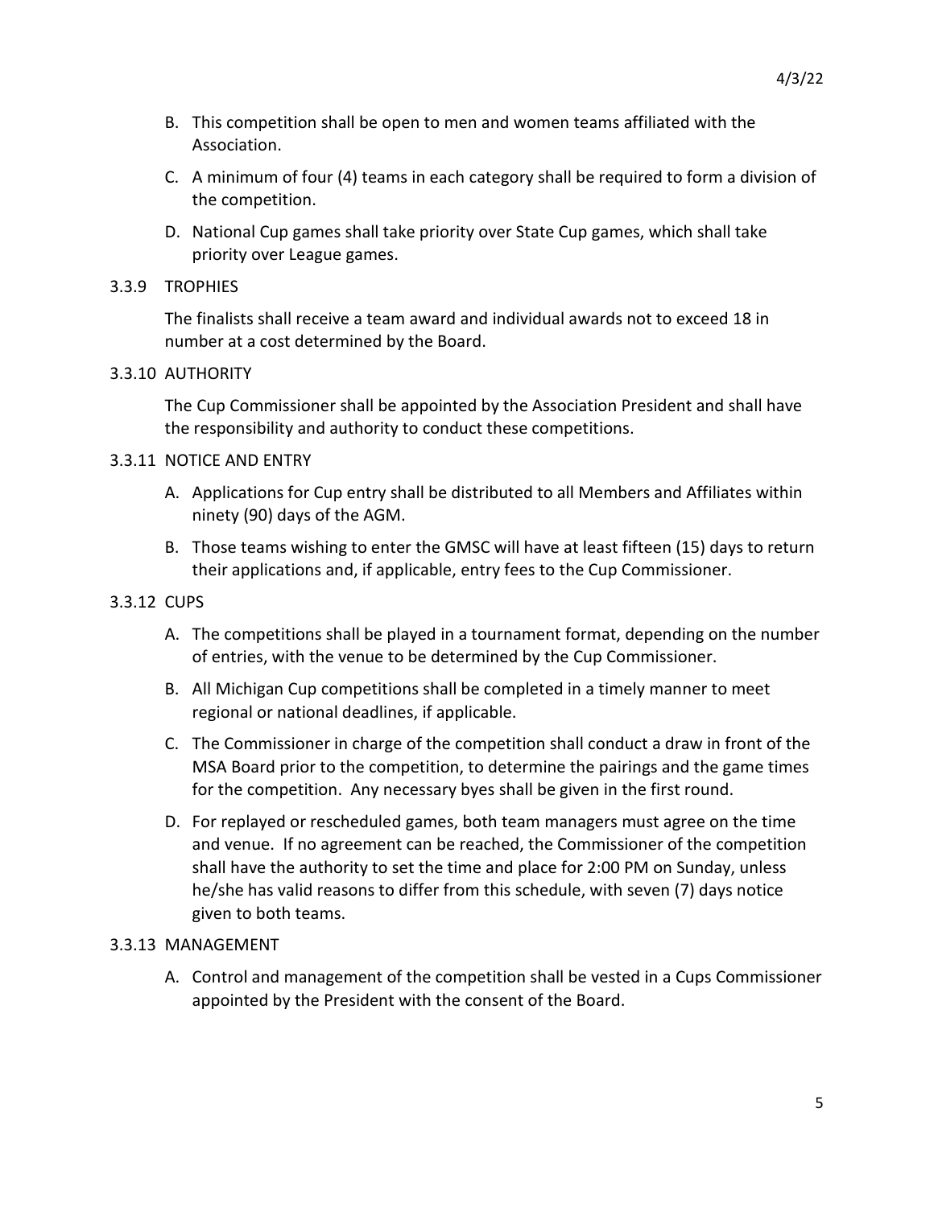B. This competition shall be open to men and women teams affiliated with the Association.

C. A minimum of four (4) teams in each category shall be required to form a division of the competition.

D. National Cup games shall take priority over State Cup games, which shall take priority over League games.

### 3.3.9 TROPHIES

The finalists shall receive a team award and individual awards not to exceed 18 in number at a cost determined by the Board.

### 3.3.10 AUTHORITY

The Cup Commissioner shall be appointed by the Association President and shall have the responsibility and authority to conduct these competitions.

### 3.3.11 NOTICE AND ENTRY

A. Applications for Cup entry shall be distributed to all Members and Affiliates within ninety (90) days of the AGM.

B. Those teams wishing to enter the GMSC will have at least fifteen (15) days to return their applications and, if applicable, entry fees to the Cup Commissioner.

### 3.3.12 CUPS

A. The competitions shall be played in a tournament format, depending on the number of entries, with the venue to be determined by the Cup Commissioner.

B. All Michigan Cup competitions shall be completed in a timely manner to meet regional or national deadlines, if applicable.

C. The Commissioner in charge of the competition shall conduct a draw in front of the MSA Board prior to the competition, to determine the pairings and the game times for the competition. Any necessary byes shall be given in the first round.

D. For replayed or rescheduled games, both team managers must agree on the time and venue. If no agreement can be reached, the Commissioner of the competition shall have the authority to set the time and place for 2:00 PM on Sunday, unless he/she has valid reasons to differ from this schedule, with seven (7) days notice given to both teams.

### 3.3.13 MANAGEMENT

A. Control and management of the competition shall be vested in a Cups Commissioner appointed by the President with the consent of the Board.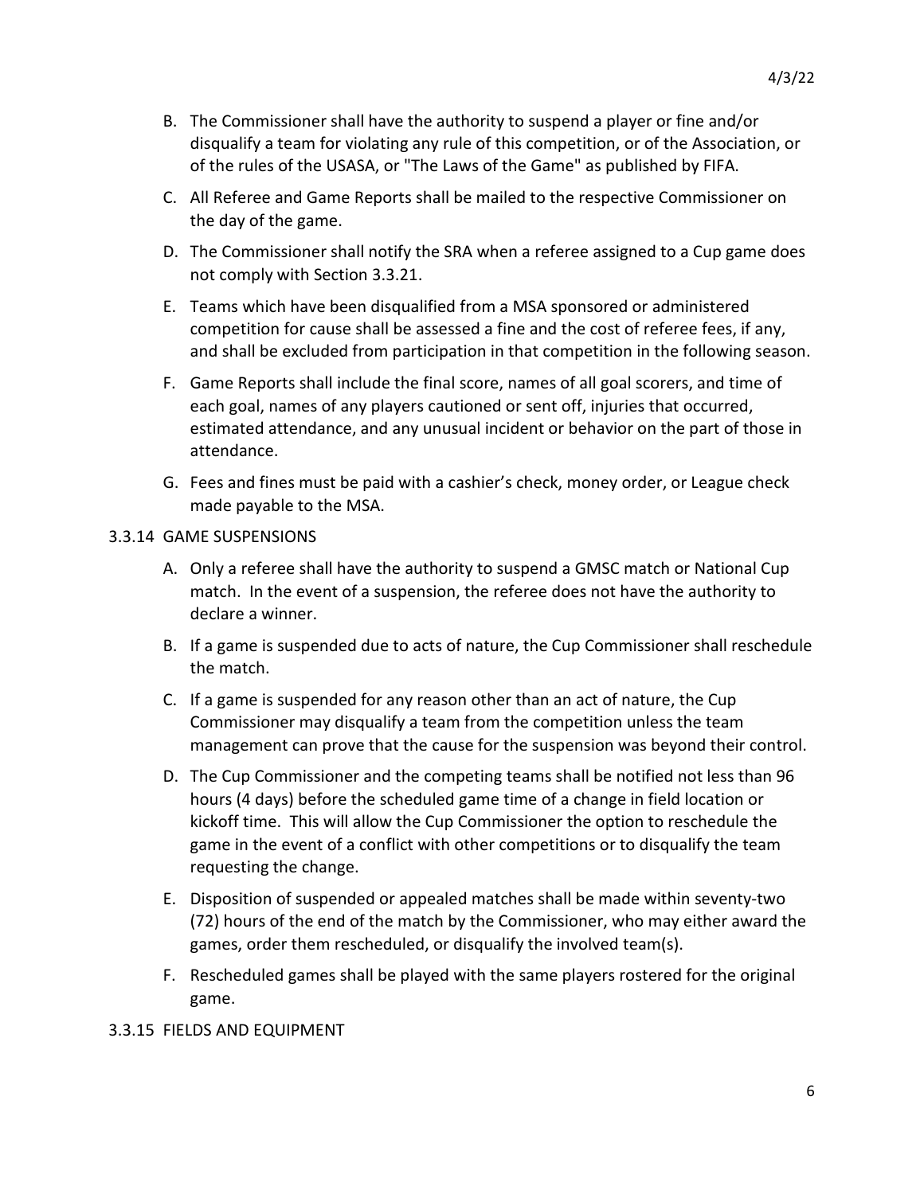B. The Commissioner shall have the authority to suspend a player or fine and/or disqualify a team for violating any rule of this competition, or of the Association, or of the rules of the USASA, or "The Laws of the Game" as published by FIFA.

C. All Referee and Game Reports shall be mailed to the respective Commissioner on the day of the game.

D. The Commissioner shall notify the SRA when a referee assigned to a Cup game does not comply with Section 3.3.21.

E. Teams which have been disqualified from a MSA sponsored or administered competition for cause shall be assessed a fine and the cost of referee fees, if any, and shall be excluded from participation in that competition in the following season.

F. Game Reports shall include the final score, names of all goal scorers, and time of each goal, names of any players cautioned or sent off, injuries that occurred, estimated attendance, and any unusual incident or behavior on the part of those in attendance.

G. Fees and fines must be paid with a cashier's check, money order, or League check made payable to the MSA.

3.3.14 GAME SUSPENSIONS

A. Only a referee shall have the authority to suspend a GMSC match or National Cup match. In the event of a suspension, the referee does not have the authority to declare a winner.

B. If a game is suspended due to acts of nature, the Cup Commissioner shall reschedule the match.

C. If a game is suspended for any reason other than an act of nature, the Cup Commissioner may disqualify a team from the competition unless the team management can prove that the cause for the suspension was beyond their control.

D. The Cup Commissioner and the competing teams shall be notified not less than 96 hours (4 days) before the scheduled game time of a change in field location or kickoff time. This will allow the Cup Commissioner the option to reschedule the game in the event of a conflict with other competitions or to disqualify the team requesting the change.

E. Disposition of suspended or appealed matches shall be made within seventy-two (72) hours of the end of the match by the Commissioner, who may either award the games, order them rescheduled, or disqualify the involved team(s).

F. Rescheduled games shall be played with the same players rostered for the original game.

3.3.15 FIELDS AND EQUIPMENT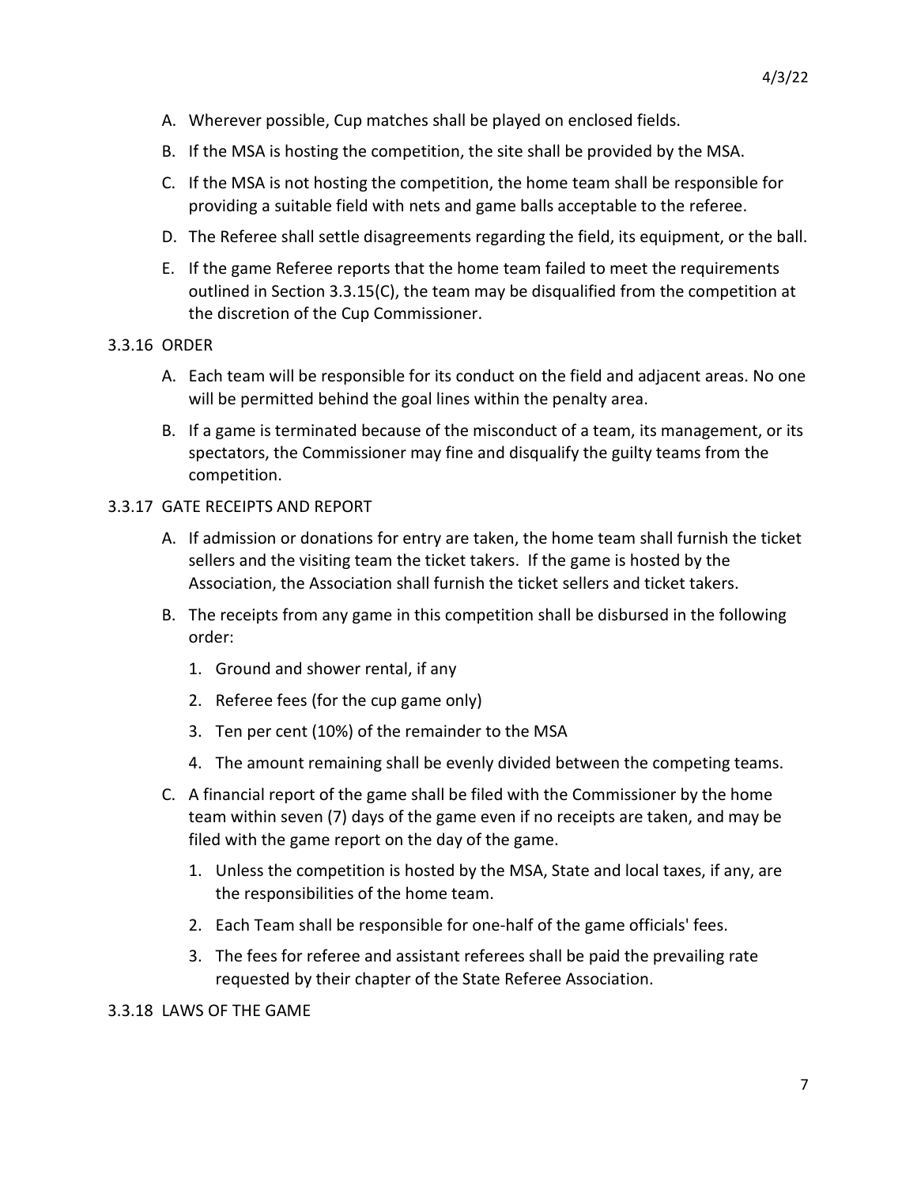A. Wherever possible, Cup matches shall be played on enclosed fields.

B. If the MSA is hosting the competition, the site shall be provided by the MSA.

C. If the MSA is not hosting the competition, the home team shall be responsible for providing a suitable field with nets and game balls acceptable to the referee.

D. The Referee shall settle disagreements regarding the field, its equipment, or the ball.

E. If the game Referee reports that the home team failed to meet the requirements outlined in Section 3.3.15(C), the team may be disqualified from the competition at the discretion of the Cup Commissioner.

### 3.3.16 ORDER

A. Each team will be responsible for its conduct on the field and adjacent areas. No one will be permitted behind the goal lines within the penalty area.

B. If a game is terminated because of the misconduct of a team, its management, or its spectators, the Commissioner may fine and disqualify the guilty teams from the competition.

### 3.3.17 GATE RECEIPTS AND REPORT

A. If admission or donations for entry are taken, the home team shall furnish the ticket sellers and the visiting team the ticket takers. If the game is hosted by the Association, the Association shall furnish the ticket sellers and ticket takers.

B. The receipts from any game in this competition shall be disbursed in the following order:

   1. Ground and shower rental, if any
   2. Referee fees (for the cup game only)
   3. Ten per cent (10%) of the remainder to the MSA
   4. The amount remaining shall be evenly divided between the competing teams.

C. A financial report of the game shall be filed with the Commissioner by the home team within seven (7) days of the game even if no receipts are taken, and may be filed with the game report on the day of the game.

   1. Unless the competition is hosted by the MSA, State and local taxes, if any, are the responsibilities of the home team.
   2. Each Team shall be responsible for one-half of the game officials' fees.
   3. The fees for referee and assistant referees shall be paid the prevailing rate requested by their chapter of the State Referee Association.

### 3.3.18 LAWS OF THE GAME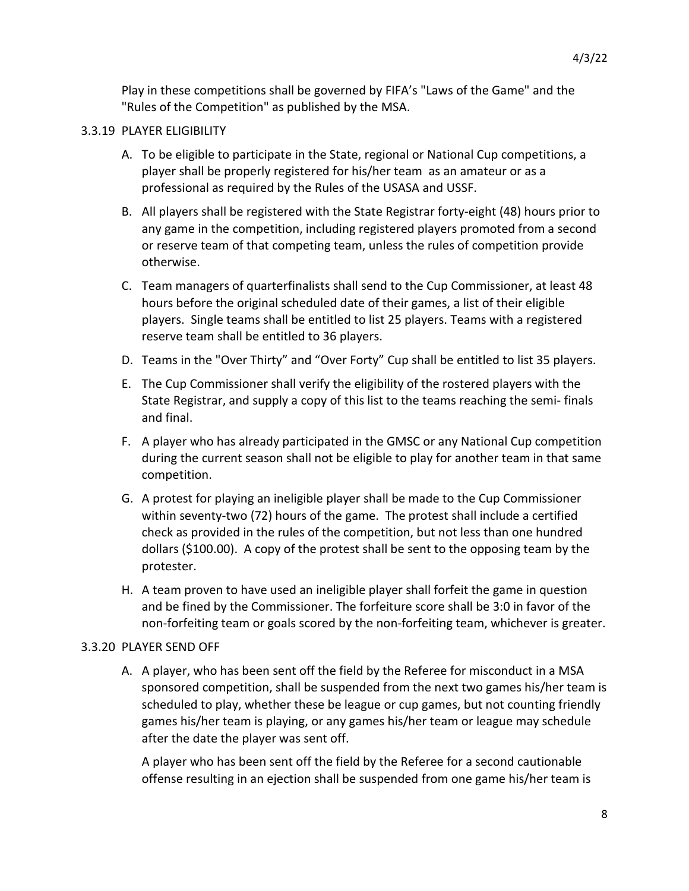Play in these competitions shall be governed by FIFA's "Laws of the Game" and the "Rules of the Competition" as published by the MSA.

3.3.19 PLAYER ELIGIBILITY

A. To be eligible to participate in the State, regional or National Cup competitions, a player shall be properly registered for his/her team as an amateur or as a professional as required by the Rules of the USASA and USSF.

B. All players shall be registered with the State Registrar forty-eight (48) hours prior to any game in the competition, including registered players promoted from a second or reserve team of that competing team, unless the rules of competition provide otherwise.

C. Team managers of quarterfinalists shall send to the Cup Commissioner, at least 48 hours before the original scheduled date of their games, a list of their eligible players. Single teams shall be entitled to list 25 players. Teams with a registered reserve team shall be entitled to 36 players.

D. Teams in the "Over Thirty" and "Over Forty" Cup shall be entitled to list 35 players.

E. The Cup Commissioner shall verify the eligibility of the rostered players with the State Registrar, and supply a copy of this list to the teams reaching the semi- finals and final.

F. A player who has already participated in the GMSC or any National Cup competition during the current season shall not be eligible to play for another team in that same competition.

G. A protest for playing an ineligible player shall be made to the Cup Commissioner within seventy-two (72) hours of the game. The protest shall include a certified check as provided in the rules of the competition, but not less than one hundred dollars ($100.00). A copy of the protest shall be sent to the opposing team by the protester.

H. A team proven to have used an ineligible player shall forfeit the game in question and be fined by the Commissioner. The forfeiture score shall be 3:0 in favor of the non-forfeiting team or goals scored by the non-forfeiting team, whichever is greater.

3.3.20 PLAYER SEND OFF

A. A player, who has been sent off the field by the Referee for misconduct in a MSA sponsored competition, shall be suspended from the next two games his/her team is scheduled to play, whether these be league or cup games, but not counting friendly games his/her team is playing, or any games his/her team or league may schedule after the date the player was sent off.

A player who has been sent off the field by the Referee for a second cautionable offense resulting in an ejection shall be suspended from one game his/her team is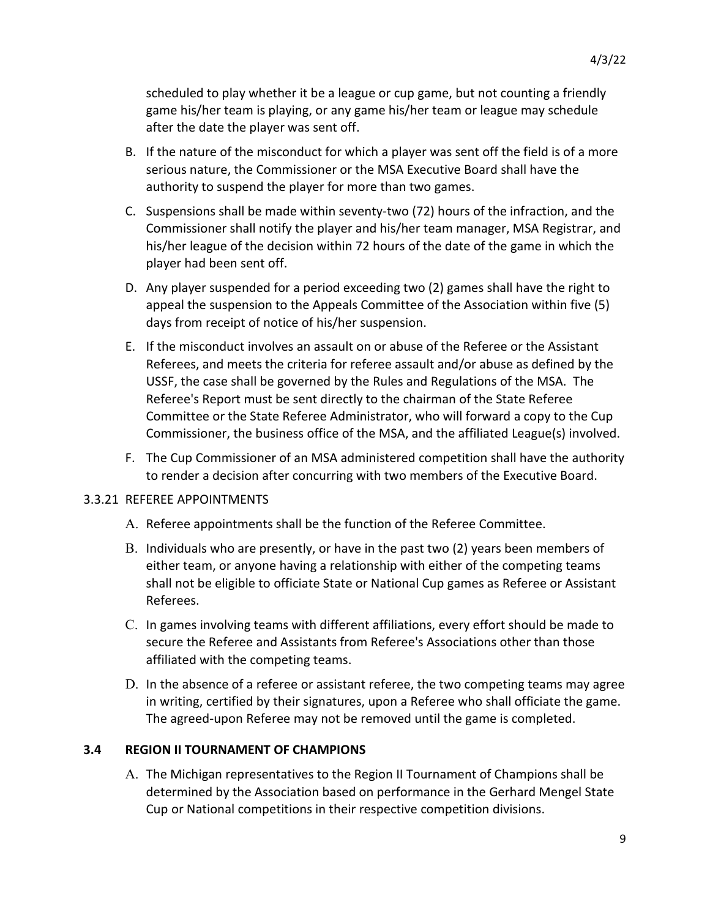scheduled to play whether it be a league or cup game, but not counting a friendly game his/her team is playing, or any game his/her team or league may schedule after the date the player was sent off.

B. If the nature of the misconduct for which a player was sent off the field is of a more serious nature, the Commissioner or the MSA Executive Board shall have the authority to suspend the player for more than two games.

C. Suspensions shall be made within seventy-two (72) hours of the infraction, and the Commissioner shall notify the player and his/her team manager, MSA Registrar, and his/her league of the decision within 72 hours of the date of the game in which the player had been sent off.

D. Any player suspended for a period exceeding two (2) games shall have the right to appeal the suspension to the Appeals Committee of the Association within five (5) days from receipt of notice of his/her suspension.

E. If the misconduct involves an assault on or abuse of the Referee or the Assistant Referees, and meets the criteria for referee assault and/or abuse as defined by the USSF, the case shall be governed by the Rules and Regulations of the MSA. The Referee's Report must be sent directly to the chairman of the State Referee Committee or the State Referee Administrator, who will forward a copy to the Cup Commissioner, the business office of the MSA, and the affiliated League(s) involved.

F. The Cup Commissioner of an MSA administered competition shall have the authority to render a decision after concurring with two members of the Executive Board.

3.3.21 REFEREE APPOINTMENTS

A. Referee appointments shall be the function of the Referee Committee.

B. Individuals who are presently, or have in the past two (2) years been members of either team, or anyone having a relationship with either of the competing teams shall not be eligible to officiate State or National Cup games as Referee or Assistant Referees.

C. In games involving teams with different affiliations, every effort should be made to secure the Referee and Assistants from Referee's Associations other than those affiliated with the competing teams.

D. In the absence of a referee or assistant referee, the two competing teams may agree in writing, certified by their signatures, upon a Referee who shall officiate the game. The agreed-upon Referee may not be removed until the game is completed.

## 3.4 REGION II TOURNAMENT OF CHAMPIONS

A. The Michigan representatives to the Region II Tournament of Champions shall be determined by the Association based on performance in the Gerhard Mengel State Cup or National competitions in their respective competition divisions.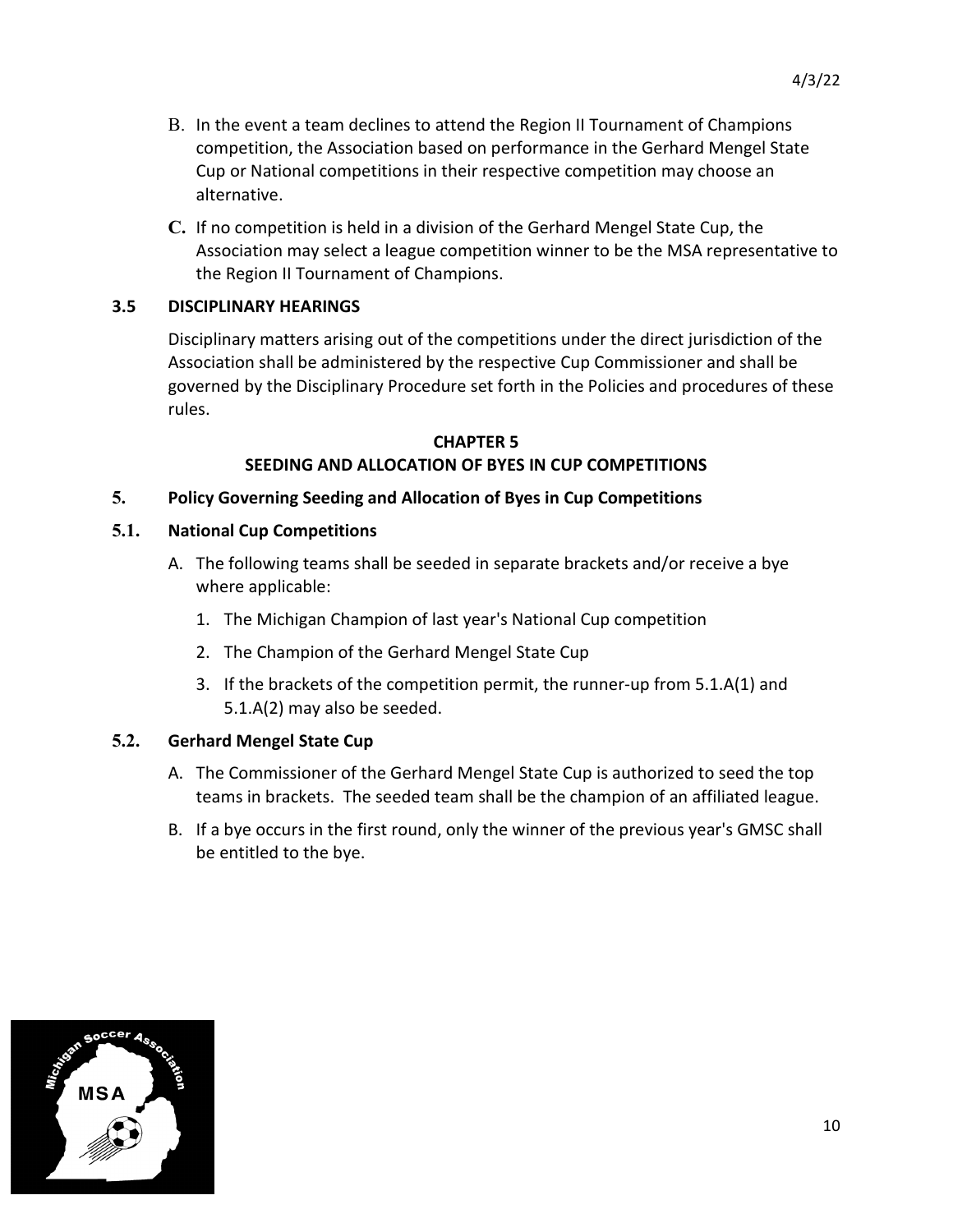B. In the event a team declines to attend the Region II Tournament of Champions competition, the Association based on performance in the Gerhard Mengel State Cup or National competitions in their respective competition may choose an alternative.

C. If no competition is held in a division of the Gerhard Mengel State Cup, the Association may select a league competition winner to be the MSA representative to the Region II Tournament of Champions.

### 3.5 DISCIPLINARY HEARINGS

Disciplinary matters arising out of the competitions under the direct jurisdiction of the Association shall be administered by the respective Cup Commissioner and shall be governed by the Disciplinary Procedure set forth in the Policies and procedures of these rules.

## CHAPTER 5
## SEEDING AND ALLOCATION OF BYES IN CUP COMPETITIONS

### 5. Policy Governing Seeding and Allocation of Byes in Cup Competitions

### 5.1. National Cup Competitions

A. The following teams shall be seeded in separate brackets and/or receive a bye where applicable:

1. The Michigan Champion of last year's National Cup competition
2. The Champion of the Gerhard Mengel State Cup
3. If the brackets of the competition permit, the runner-up from 5.1.A(1) and 5.1.A(2) may also be seeded.

### 5.2. Gerhard Mengel State Cup

A. The Commissioner of the Gerhard Mengel State Cup is authorized to seed the top teams in brackets. The seeded team shall be the champion of an affiliated league.

B. If a bye occurs in the first round, only the winner of the previous year's GMSC shall be entitled to the bye.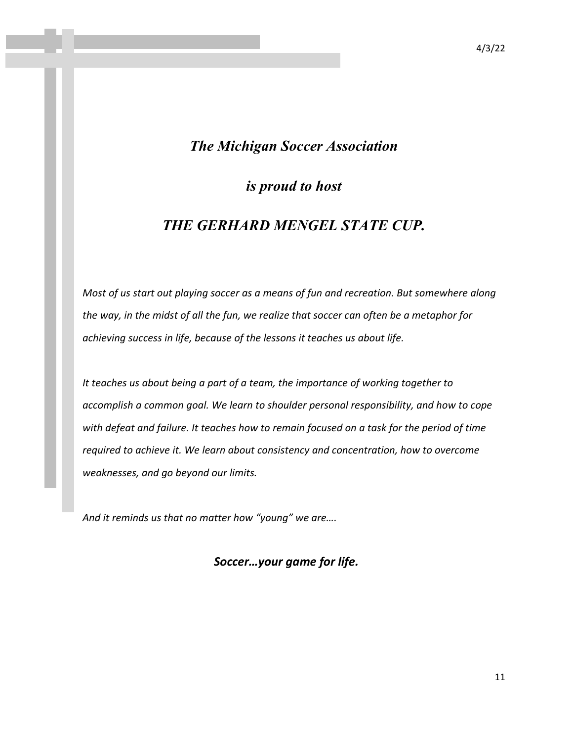***The Michigan Soccer Association***

***is proud to host***

***THE GERHARD MENGEL STATE CUP.***

*Most of us start out playing soccer as a means of fun and recreation. But somewhere along the way, in the midst of all the fun, we realize that soccer can often be a metaphor for achieving success in life, because of the lessons it teaches us about life.*

*It teaches us about being a part of a team, the importance of working together to accomplish a common goal. We learn to shoulder personal responsibility, and how to cope with defeat and failure. It teaches how to remain focused on a task for the period of time required to achieve it. We learn about consistency and concentration, how to overcome weaknesses, and go beyond our limits.*

*And it reminds us that no matter how "young" we are….*

***Soccer…your game for life.***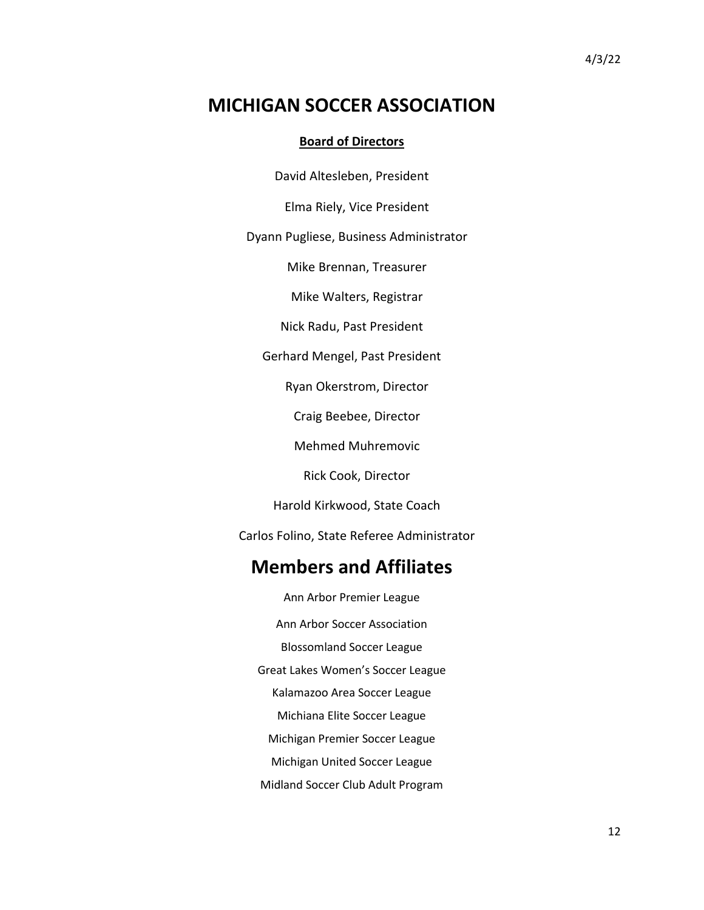# MICHIGAN SOCCER ASSOCIATION

**Board of Directors**

David Altesleben, President

Elma Riely, Vice President

Dyann Pugliese, Business Administrator

Mike Brennan, Treasurer

Mike Walters, Registrar

Nick Radu, Past President

Gerhard Mengel, Past President

Ryan Okerstrom, Director

Craig Beebee, Director

Mehmed Muhremovic

Rick Cook, Director

Harold Kirkwood, State Coach

Carlos Folino, State Referee Administrator

# Members and Affiliates

Ann Arbor Premier League

Ann Arbor Soccer Association

Blossomland Soccer League

Great Lakes Women's Soccer League

Kalamazoo Area Soccer League

Michiana Elite Soccer League

Michigan Premier Soccer League

Michigan United Soccer League

Midland Soccer Club Adult Program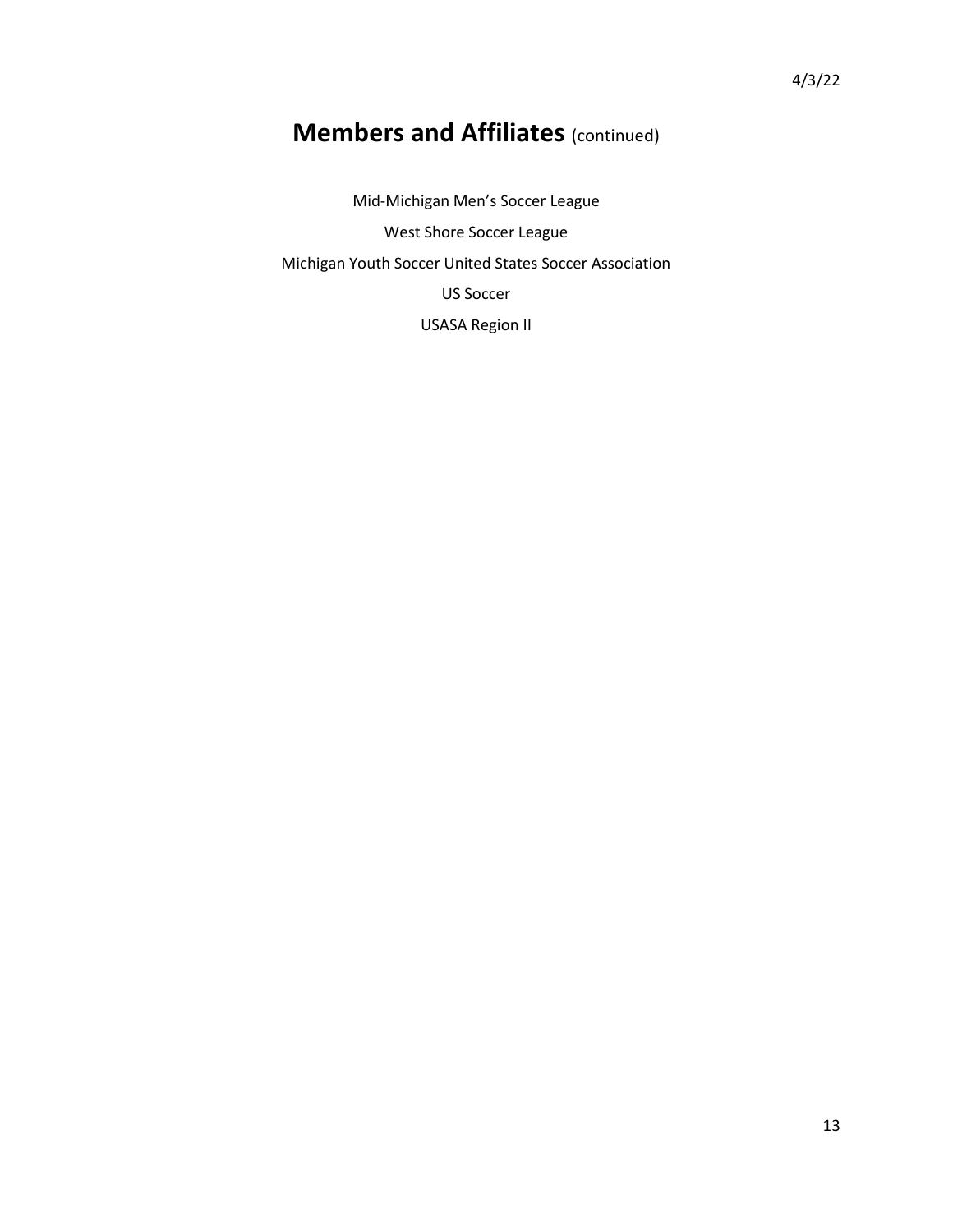# Members and Affiliates (continued)

Mid-Michigan Men's Soccer League

West Shore Soccer League

Michigan Youth Soccer United States Soccer Association

US Soccer

USASA Region II